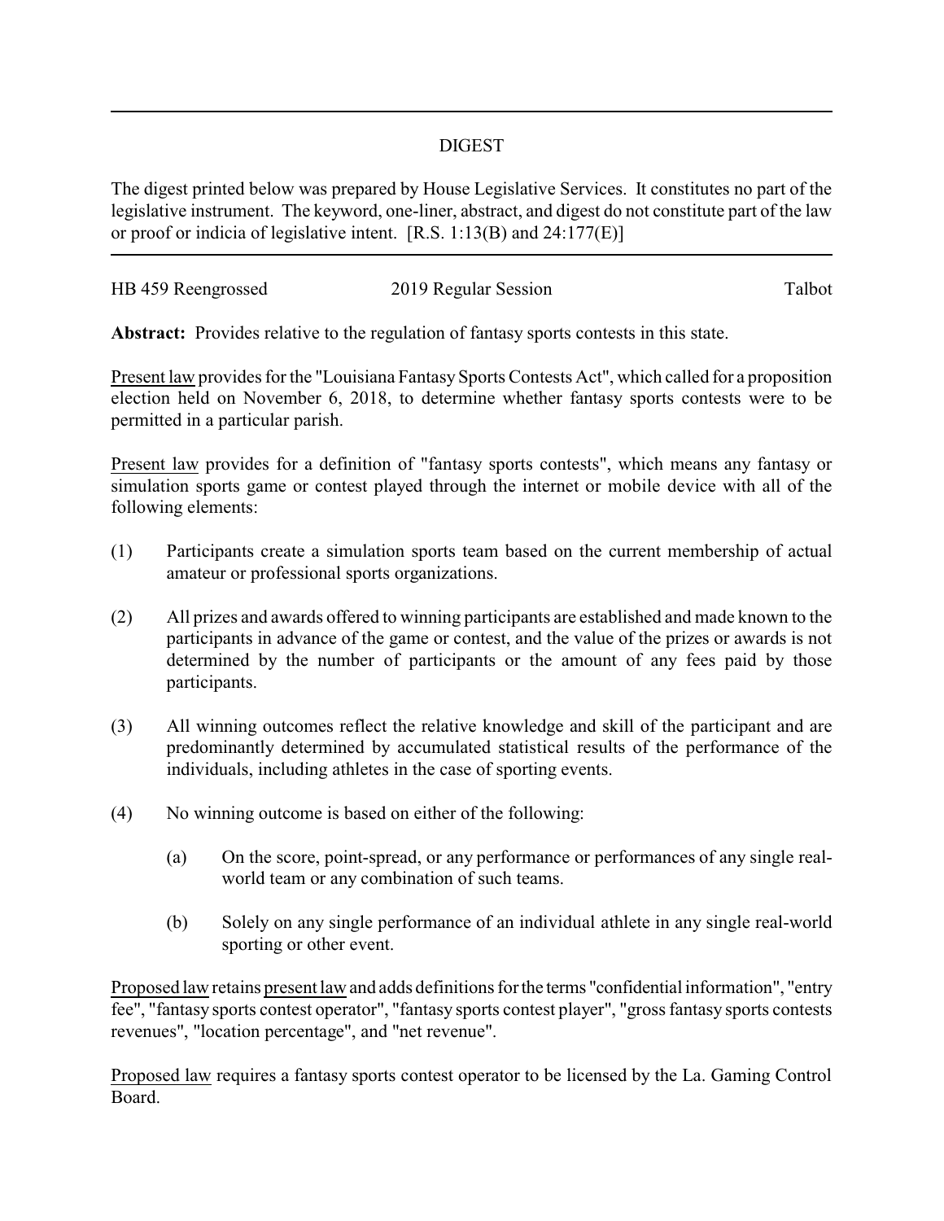## DIGEST

The digest printed below was prepared by House Legislative Services. It constitutes no part of the legislative instrument. The keyword, one-liner, abstract, and digest do not constitute part of the law or proof or indicia of legislative intent. [R.S. 1:13(B) and 24:177(E)]

HB 459 Reengrossed 2019 Regular Session Talbot

**Abstract:** Provides relative to the regulation of fantasy sports contests in this state.

Present law provides for the "Louisiana Fantasy Sports Contests Act", which called for a proposition election held on November 6, 2018, to determine whether fantasy sports contests were to be permitted in a particular parish.

Present law provides for a definition of "fantasy sports contests", which means any fantasy or simulation sports game or contest played through the internet or mobile device with all of the following elements:

(1) Participants create a simulation sports team based on the current membership of actual amateur or professional sports organizations.

(2) All prizes and awards offered to winning participants are established and made known to the participants in advance of the game or contest, and the value of the prizes or awards is not determined by the number of participants or the amount of any fees paid by those participants.

(3) All winning outcomes reflect the relative knowledge and skill of the participant and are predominantly determined by accumulated statistical results of the performance of the individuals, including athletes in the case of sporting events.

(4) No winning outcome is based on either of the following:

   (a) On the score, point-spread, or any performance or performances of any single real-world team or any combination of such teams.

   (b) Solely on any single performance of an individual athlete in any single real-world sporting or other event.

Proposed law retains present law and adds definitions for the terms "confidential information", "entry fee", "fantasy sports contest operator", "fantasy sports contest player", "gross fantasy sports contests revenues", "location percentage", and "net revenue".

Proposed law requires a fantasy sports contest operator to be licensed by the La. Gaming Control Board.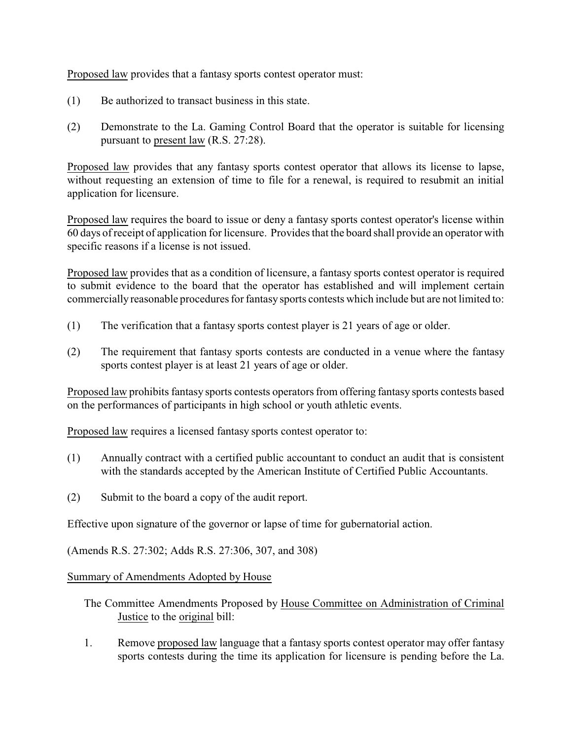Proposed law provides that a fantasy sports contest operator must:

(1) Be authorized to transact business in this state.

(2) Demonstrate to the La. Gaming Control Board that the operator is suitable for licensing pursuant to present law (R.S. 27:28).

Proposed law provides that any fantasy sports contest operator that allows its license to lapse, without requesting an extension of time to file for a renewal, is required to resubmit an initial application for licensure.

Proposed law requires the board to issue or deny a fantasy sports contest operator's license within 60 days of receipt of application for licensure. Provides that the board shall provide an operator with specific reasons if a license is not issued.

Proposed law provides that as a condition of licensure, a fantasy sports contest operator is required to submit evidence to the board that the operator has established and will implement certain commercially reasonable procedures for fantasy sports contests which include but are not limited to:

(1) The verification that a fantasy sports contest player is 21 years of age or older.

(2) The requirement that fantasy sports contests are conducted in a venue where the fantasy sports contest player is at least 21 years of age or older.

Proposed law prohibits fantasy sports contests operators from offering fantasy sports contests based on the performances of participants in high school or youth athletic events.

Proposed law requires a licensed fantasy sports contest operator to:

(1) Annually contract with a certified public accountant to conduct an audit that is consistent with the standards accepted by the American Institute of Certified Public Accountants.

(2) Submit to the board a copy of the audit report.

Effective upon signature of the governor or lapse of time for gubernatorial action.

(Amends R.S. 27:302; Adds R.S. 27:306, 307, and 308)

Summary of Amendments Adopted by House

The Committee Amendments Proposed by House Committee on Administration of Criminal Justice to the original bill:

1. Remove proposed law language that a fantasy sports contest operator may offer fantasy sports contests during the time its application for licensure is pending before the La.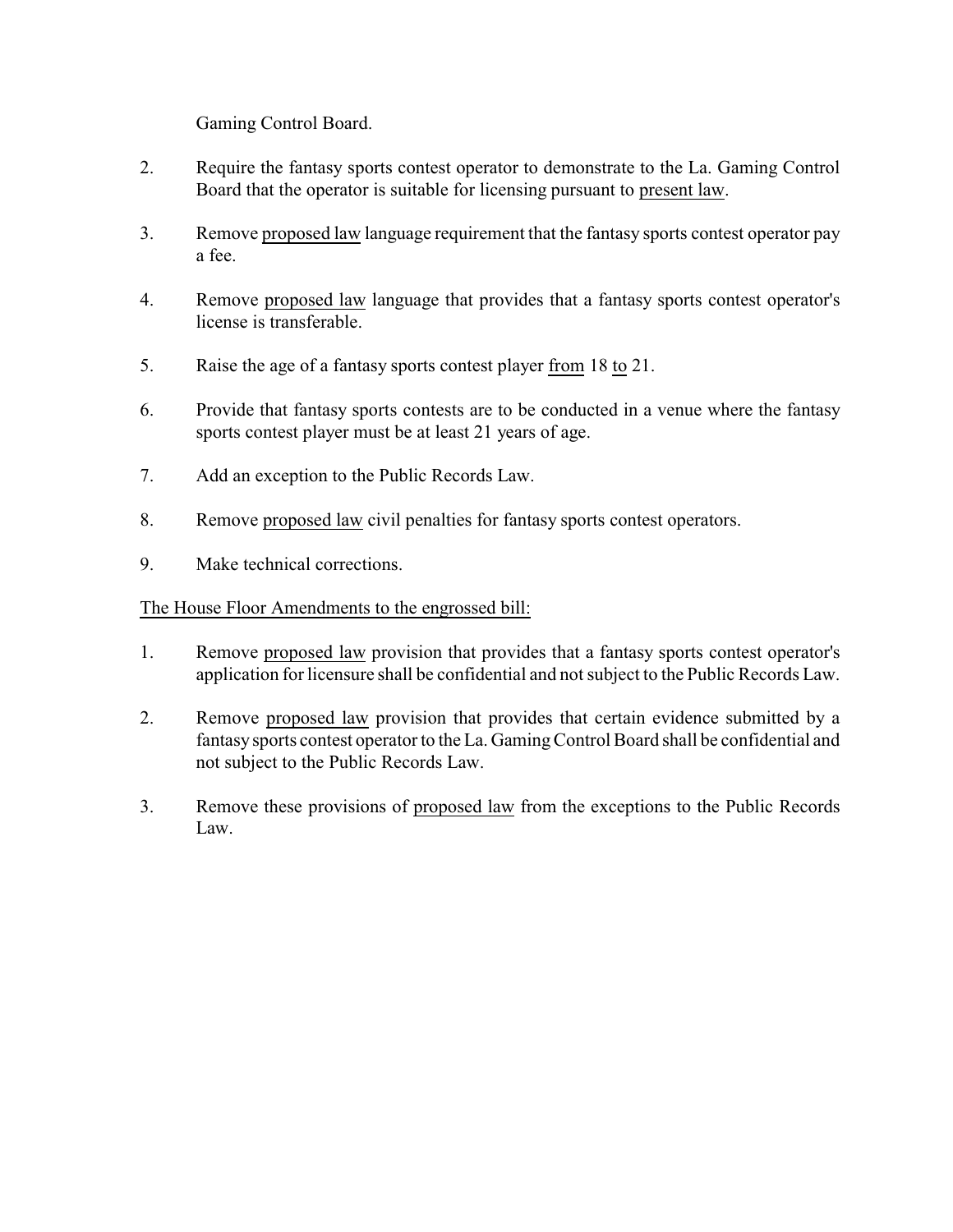Gaming Control Board.

2. Require the fantasy sports contest operator to demonstrate to the La. Gaming Control Board that the operator is suitable for licensing pursuant to present law.

3. Remove proposed law language requirement that the fantasy sports contest operator pay a fee.

4. Remove proposed law language that provides that a fantasy sports contest operator's license is transferable.

5. Raise the age of a fantasy sports contest player from 18 to 21.

6. Provide that fantasy sports contests are to be conducted in a venue where the fantasy sports contest player must be at least 21 years of age.

7. Add an exception to the Public Records Law.

8. Remove proposed law civil penalties for fantasy sports contest operators.

9. Make technical corrections.

The House Floor Amendments to the engrossed bill:

1. Remove proposed law provision that provides that a fantasy sports contest operator's application for licensure shall be confidential and not subject to the Public Records Law.

2. Remove proposed law provision that provides that certain evidence submitted by a fantasy sports contest operator to the La. Gaming Control Board shall be confidential and not subject to the Public Records Law.

3. Remove these provisions of proposed law from the exceptions to the Public Records Law.